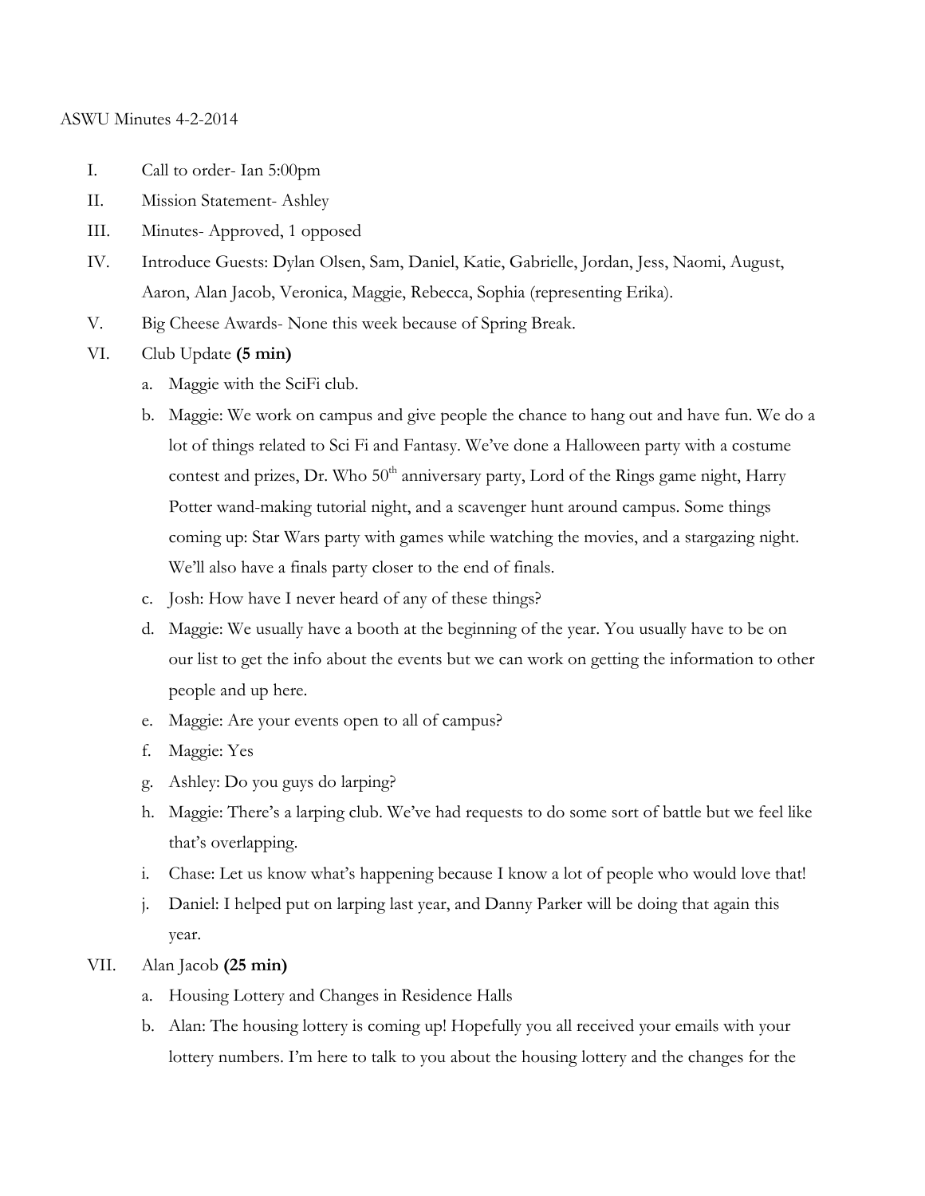ASWU Minutes 4-2-2014

I. Call to order- Ian 5:00pm
II. Mission Statement- Ashley
III. Minutes- Approved, 1 opposed
IV. Introduce Guests: Dylan Olsen, Sam, Daniel, Katie, Gabrielle, Jordan, Jess, Naomi, August, Aaron, Alan Jacob, Veronica, Maggie, Rebecca, Sophia (representing Erika).
V. Big Cheese Awards- None this week because of Spring Break.
VI. Club Update **(5 min)**
   a. Maggie with the SciFi club.
   b. Maggie: We work on campus and give people the chance to hang out and have fun. We do a lot of things related to Sci Fi and Fantasy. We've done a Halloween party with a costume contest and prizes, Dr. Who 50th anniversary party, Lord of the Rings game night, Harry Potter wand-making tutorial night, and a scavenger hunt around campus. Some things coming up: Star Wars party with games while watching the movies, and a stargazing night. We'll also have a finals party closer to the end of finals.
   c. Josh: How have I never heard of any of these things?
   d. Maggie: We usually have a booth at the beginning of the year. You usually have to be on our list to get the info about the events but we can work on getting the information to other people and up here.
   e. Maggie: Are your events open to all of campus?
   f. Maggie: Yes
   g. Ashley: Do you guys do larping?
   h. Maggie: There's a larping club. We've had requests to do some sort of battle but we feel like that's overlapping.
   i. Chase: Let us know what's happening because I know a lot of people who would love that!
   j. Daniel: I helped put on larping last year, and Danny Parker will be doing that again this year.
VII. Alan Jacob **(25 min)**
   a. Housing Lottery and Changes in Residence Halls
   b. Alan: The housing lottery is coming up! Hopefully you all received your emails with your lottery numbers. I'm here to talk to you about the housing lottery and the changes for the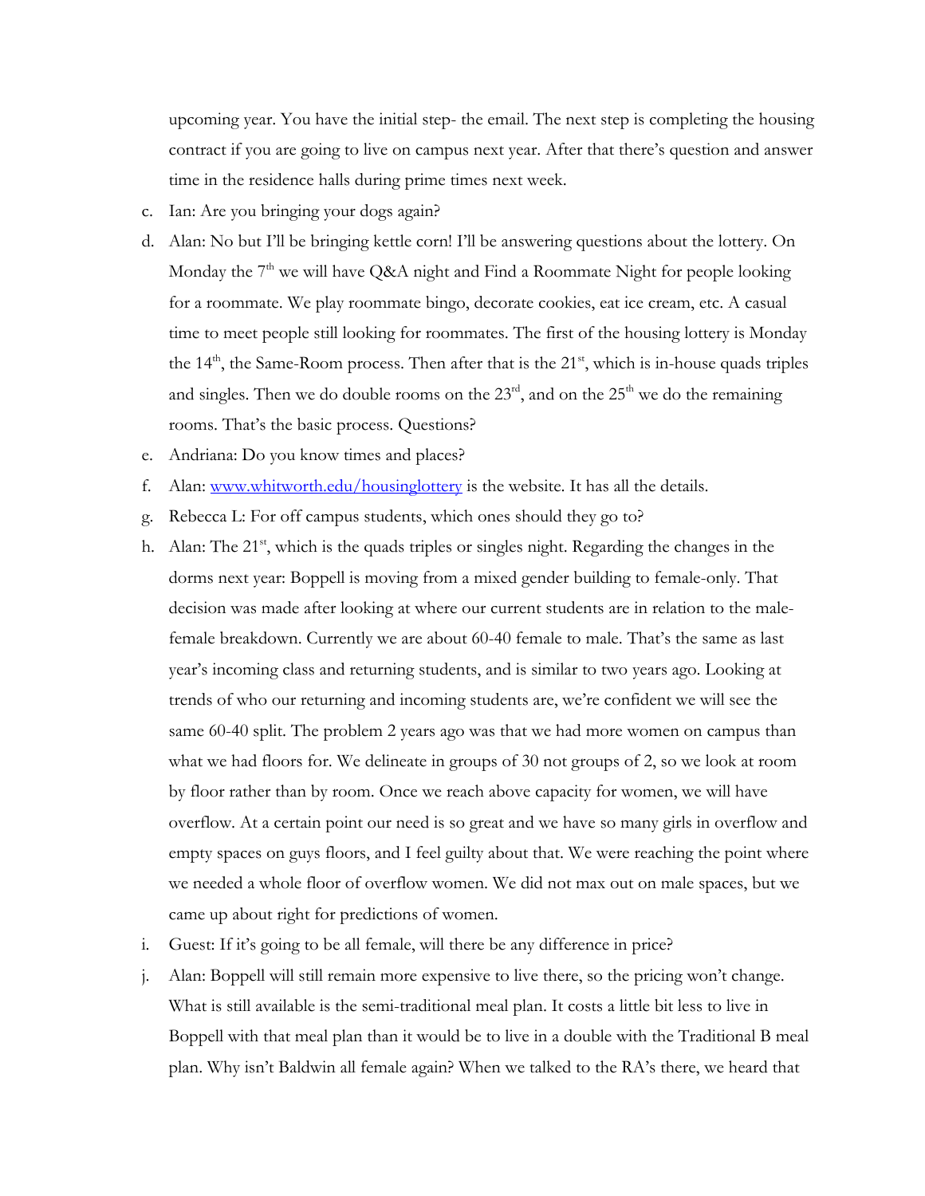upcoming year. You have the initial step- the email. The next step is completing the housing contract if you are going to live on campus next year. After that there's question and answer time in the residence halls during prime times next week.

c. Ian: Are you bringing your dogs again?
d. Alan: No but I'll be bringing kettle corn! I'll be answering questions about the lottery. On Monday the 7th we will have Q&A night and Find a Roommate Night for people looking for a roommate. We play roommate bingo, decorate cookies, eat ice cream, etc. A casual time to meet people still looking for roommates. The first of the housing lottery is Monday the 14th, the Same-Room process. Then after that is the 21st, which is in-house quads triples and singles. Then we do double rooms on the 23rd, and on the 25th we do the remaining rooms. That's the basic process. Questions?
e. Andriana: Do you know times and places?
f. Alan: [www.whitworth.edu/housinglottery](http://www.whitworth.edu/housinglottery) is the website. It has all the details.
g. Rebecca L: For off campus students, which ones should they go to?
h. Alan: The 21st, which is the quads triples or singles night. Regarding the changes in the dorms next year: Boppell is moving from a mixed gender building to female-only. That decision was made after looking at where our current students are in relation to the male-female breakdown. Currently we are about 60-40 female to male. That's the same as last year's incoming class and returning students, and is similar to two years ago. Looking at trends of who our returning and incoming students are, we're confident we will see the same 60-40 split. The problem 2 years ago was that we had more women on campus than what we had floors for. We delineate in groups of 30 not groups of 2, so we look at room by floor rather than by room. Once we reach above capacity for women, we will have overflow. At a certain point our need is so great and we have so many girls in overflow and empty spaces on guys floors, and I feel guilty about that. We were reaching the point where we needed a whole floor of overflow women. We did not max out on male spaces, but we came up about right for predictions of women.
i. Guest: If it's going to be all female, will there be any difference in price?
j. Alan: Boppell will still remain more expensive to live there, so the pricing won't change. What is still available is the semi-traditional meal plan. It costs a little bit less to live in Boppell with that meal plan than it would be to live in a double with the Traditional B meal plan. Why isn't Baldwin all female again? When we talked to the RA's there, we heard that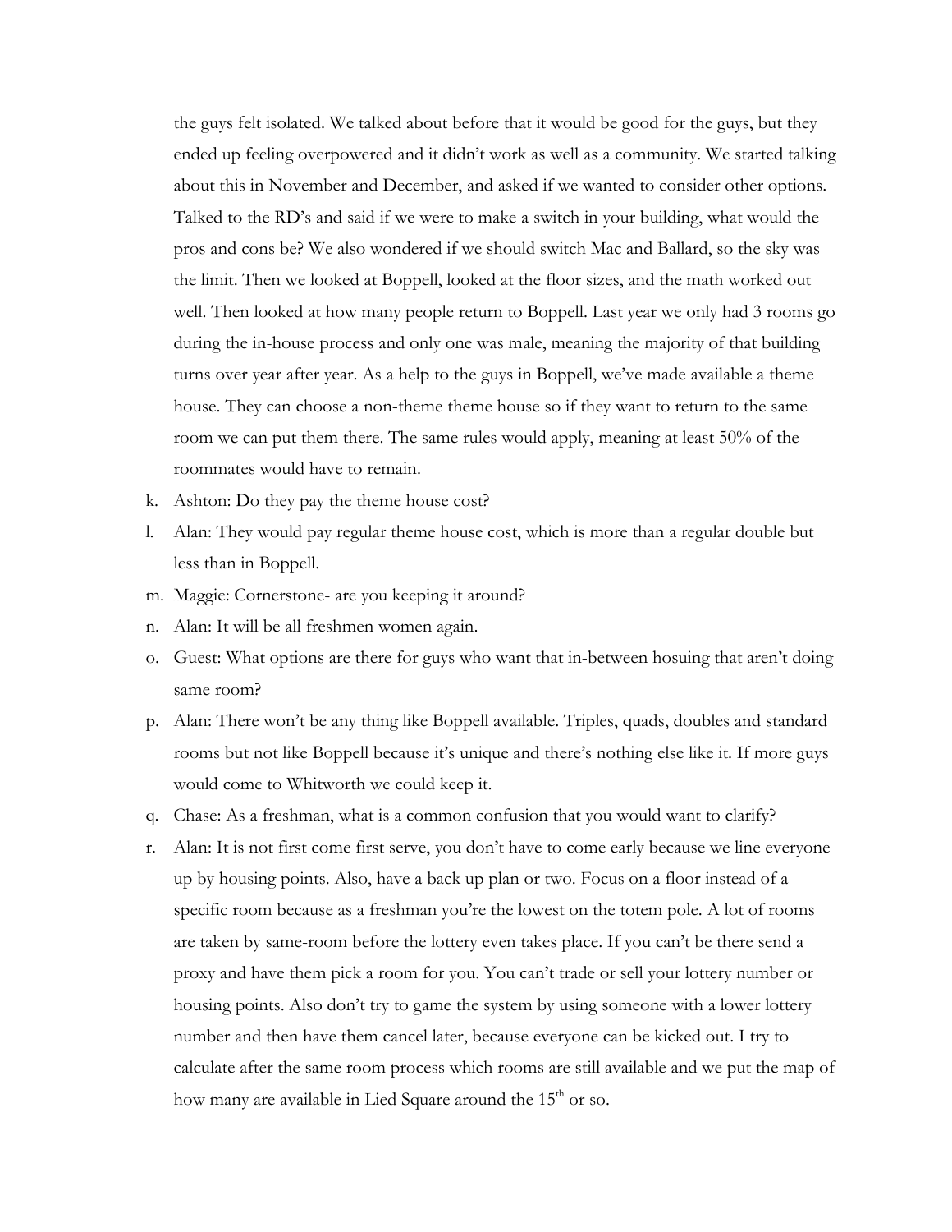the guys felt isolated. We talked about before that it would be good for the guys, but they ended up feeling overpowered and it didn't work as well as a community. We started talking about this in November and December, and asked if we wanted to consider other options. Talked to the RD's and said if we were to make a switch in your building, what would the pros and cons be? We also wondered if we should switch Mac and Ballard, so the sky was the limit. Then we looked at Boppell, looked at the floor sizes, and the math worked out well. Then looked at how many people return to Boppell. Last year we only had 3 rooms go during the in-house process and only one was male, meaning the majority of that building turns over year after year. As a help to the guys in Boppell, we've made available a theme house. They can choose a non-theme theme house so if they want to return to the same room we can put them there. The same rules would apply, meaning at least 50% of the roommates would have to remain.

k. Ashton: Do they pay the theme house cost?
l. Alan: They would pay regular theme house cost, which is more than a regular double but less than in Boppell.
m. Maggie: Cornerstone- are you keeping it around?
n. Alan: It will be all freshmen women again.
o. Guest: What options are there for guys who want that in-between hosuing that aren't doing same room?
p. Alan: There won't be any thing like Boppell available. Triples, quads, doubles and standard rooms but not like Boppell because it's unique and there's nothing else like it. If more guys would come to Whitworth we could keep it.
q. Chase: As a freshman, what is a common confusion that you would want to clarify?
r. Alan: It is not first come first serve, you don't have to come early because we line everyone up by housing points. Also, have a back up plan or two. Focus on a floor instead of a specific room because as a freshman you're the lowest on the totem pole. A lot of rooms are taken by same-room before the lottery even takes place. If you can't be there send a proxy and have them pick a room for you. You can't trade or sell your lottery number or housing points. Also don't try to game the system by using someone with a lower lottery number and then have them cancel later, because everyone can be kicked out. I try to calculate after the same room process which rooms are still available and we put the map of how many are available in Lied Square around the 15th or so.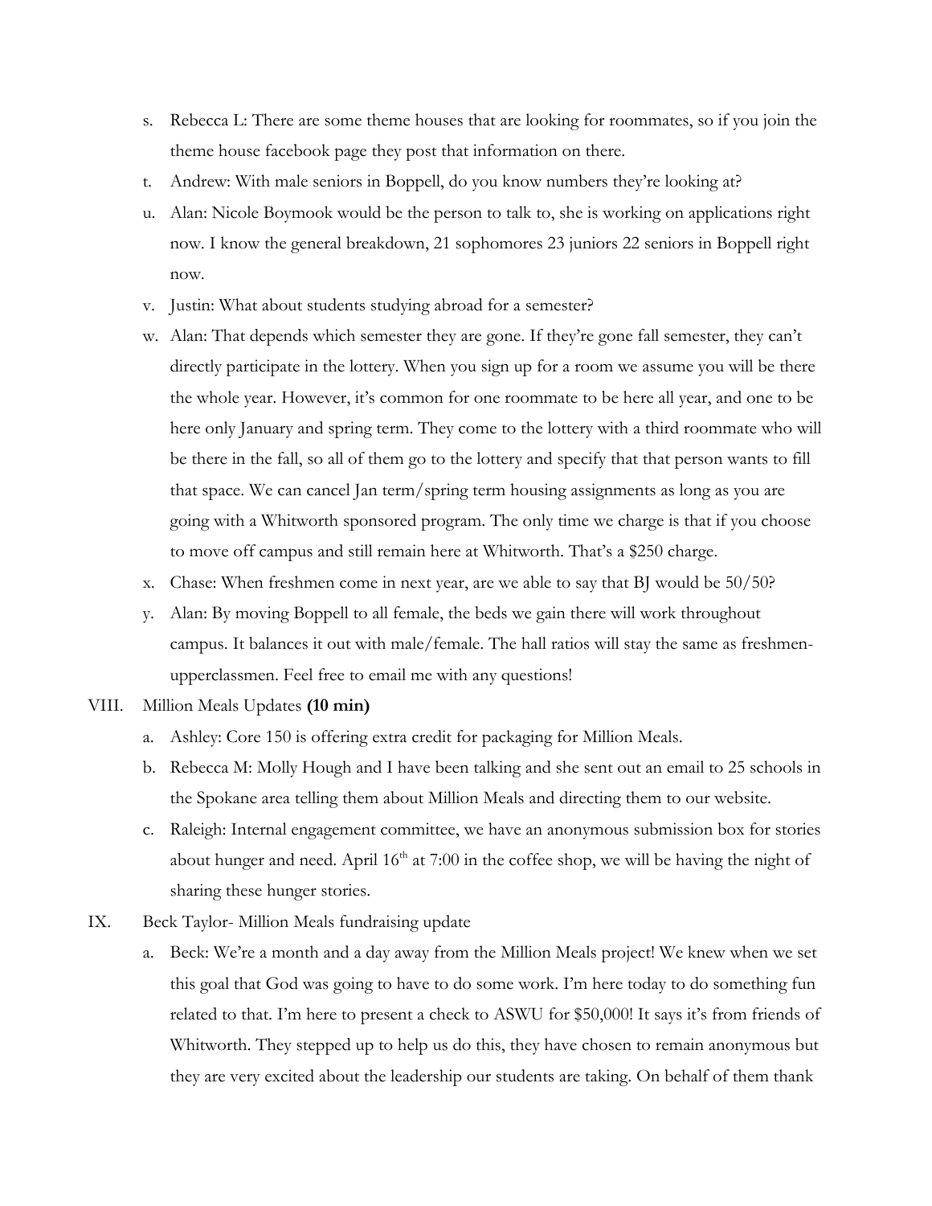s. Rebecca L: There are some theme houses that are looking for roommates, so if you join the theme house facebook page they post that information on there.
t. Andrew: With male seniors in Boppell, do you know numbers they're looking at?
u. Alan: Nicole Boymook would be the person to talk to, she is working on applications right now. I know the general breakdown, 21 sophomores 23 juniors 22 seniors in Boppell right now.
v. Justin: What about students studying abroad for a semester?
w. Alan: That depends which semester they are gone. If they're gone fall semester, they can't directly participate in the lottery. When you sign up for a room we assume you will be there the whole year. However, it's common for one roommate to be here all year, and one to be here only January and spring term. They come to the lottery with a third roommate who will be there in the fall, so all of them go to the lottery and specify that that person wants to fill that space. We can cancel Jan term/spring term housing assignments as long as you are going with a Whitworth sponsored program. The only time we charge is that if you choose to move off campus and still remain here at Whitworth. That's a $250 charge.
x. Chase: When freshmen come in next year, are we able to say that BJ would be 50/50?
y. Alan: By moving Boppell to all female, the beds we gain there will work throughout campus. It balances it out with male/female. The hall ratios will stay the same as freshmen-upperclassmen. Feel free to email me with any questions!

VIII. Million Meals Updates **(10 min)**

a. Ashley: Core 150 is offering extra credit for packaging for Million Meals.
b. Rebecca M: Molly Hough and I have been talking and she sent out an email to 25 schools in the Spokane area telling them about Million Meals and directing them to our website.
c. Raleigh: Internal engagement committee, we have an anonymous submission box for stories about hunger and need. April 16th at 7:00 in the coffee shop, we will be having the night of sharing these hunger stories.

IX. Beck Taylor- Million Meals fundraising update

a. Beck: We're a month and a day away from the Million Meals project! We knew when we set this goal that God was going to have to do some work. I'm here today to do something fun related to that. I'm here to present a check to ASWU for $50,000! It says it's from friends of Whitworth. They stepped up to help us do this, they have chosen to remain anonymous but they are very excited about the leadership our students are taking. On behalf of them thank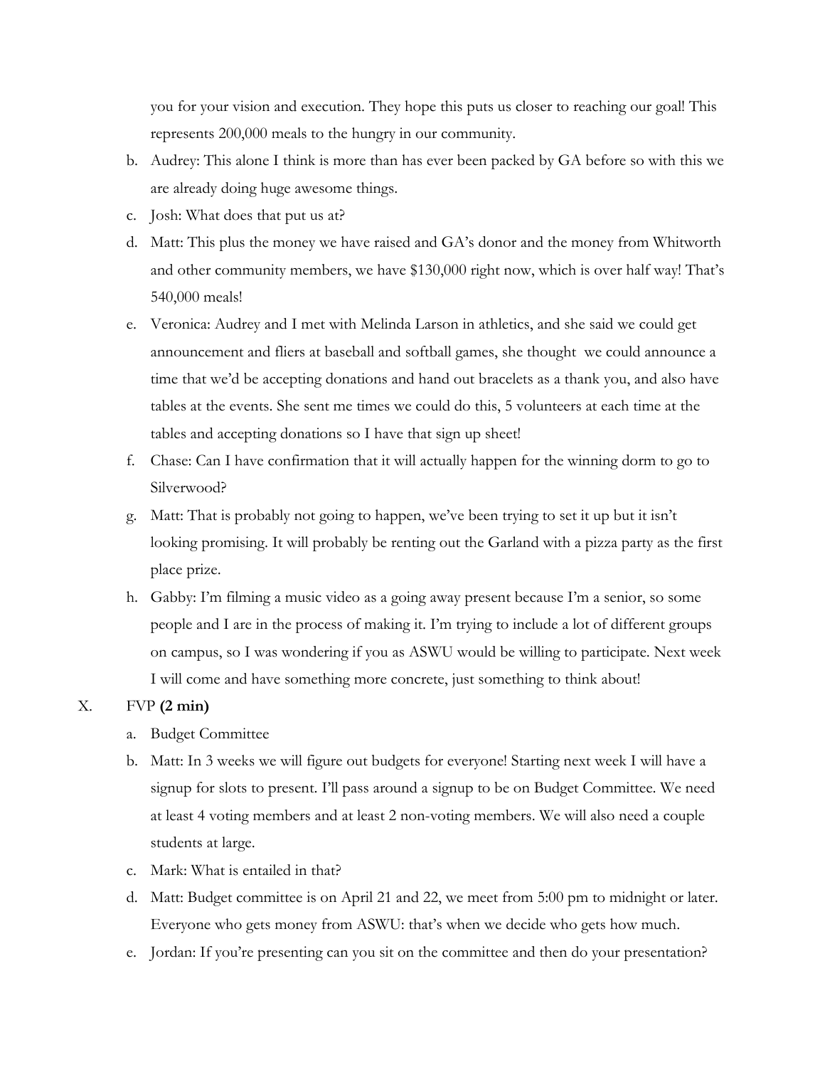you for your vision and execution. They hope this puts us closer to reaching our goal! This represents 200,000 meals to the hungry in our community.

b. Audrey: This alone I think is more than has ever been packed by GA before so with this we are already doing huge awesome things.

c. Josh: What does that put us at?

d. Matt: This plus the money we have raised and GA's donor and the money from Whitworth and other community members, we have $130,000 right now, which is over half way! That's 540,000 meals!

e. Veronica: Audrey and I met with Melinda Larson in athletics, and she said we could get announcement and fliers at baseball and softball games, she thought we could announce a time that we'd be accepting donations and hand out bracelets as a thank you, and also have tables at the events. She sent me times we could do this, 5 volunteers at each time at the tables and accepting donations so I have that sign up sheet!

f. Chase: Can I have confirmation that it will actually happen for the winning dorm to go to Silverwood?

g. Matt: That is probably not going to happen, we've been trying to set it up but it isn't looking promising. It will probably be renting out the Garland with a pizza party as the first place prize.

h. Gabby: I'm filming a music video as a going away present because I'm a senior, so some people and I are in the process of making it. I'm trying to include a lot of different groups on campus, so I was wondering if you as ASWU would be willing to participate. Next week I will come and have something more concrete, just something to think about!

X. FVP **(2 min)**

a. Budget Committee

b. Matt: In 3 weeks we will figure out budgets for everyone! Starting next week I will have a signup for slots to present. I'll pass around a signup to be on Budget Committee. We need at least 4 voting members and at least 2 non-voting members. We will also need a couple students at large.

c. Mark: What is entailed in that?

d. Matt: Budget committee is on April 21 and 22, we meet from 5:00 pm to midnight or later. Everyone who gets money from ASWU: that's when we decide who gets how much.

e. Jordan: If you're presenting can you sit on the committee and then do your presentation?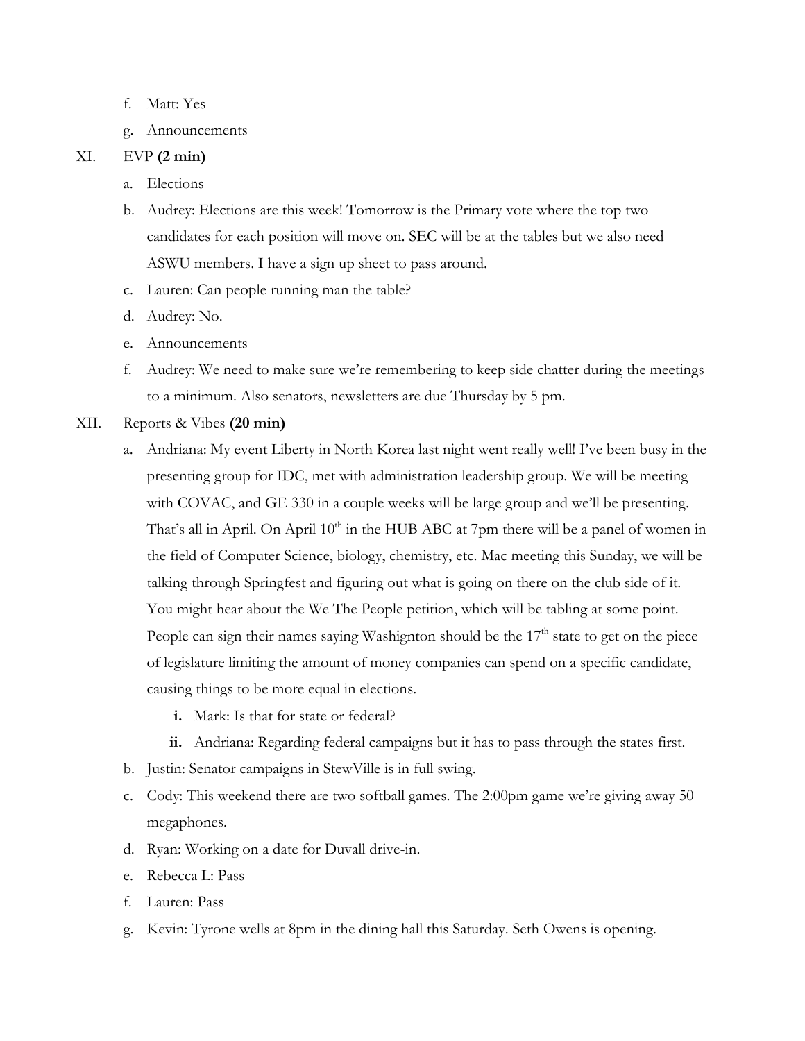f. Matt: Yes

g. Announcements

XI. EVP **(2 min)**

a. Elections

b. Audrey: Elections are this week! Tomorrow is the Primary vote where the top two candidates for each position will move on. SEC will be at the tables but we also need ASWU members. I have a sign up sheet to pass around.

c. Lauren: Can people running man the table?

d. Audrey: No.

e. Announcements

f. Audrey: We need to make sure we're remembering to keep side chatter during the meetings to a minimum. Also senators, newsletters are due Thursday by 5 pm.

XII. Reports & Vibes **(20 min)**

a. Andriana: My event Liberty in North Korea last night went really well! I've been busy in the presenting group for IDC, met with administration leadership group. We will be meeting with COVAC, and GE 330 in a couple weeks will be large group and we'll be presenting. That's all in April. On April 10th in the HUB ABC at 7pm there will be a panel of women in the field of Computer Science, biology, chemistry, etc. Mac meeting this Sunday, we will be talking through Springfest and figuring out what is going on there on the club side of it. You might hear about the We The People petition, which will be tabling at some point. People can sign their names saying Washignton should be the 17th state to get on the piece of legislature limiting the amount of money companies can spend on a specific candidate, causing things to be more equal in elections.

   **i.** Mark: Is that for state or federal?

   **ii.** Andriana: Regarding federal campaigns but it has to pass through the states first.

b. Justin: Senator campaigns in StewVille is in full swing.

c. Cody: This weekend there are two softball games. The 2:00pm game we're giving away 50 megaphones.

d. Ryan: Working on a date for Duvall drive-in.

e. Rebecca L: Pass

f. Lauren: Pass

g. Kevin: Tyrone wells at 8pm in the dining hall this Saturday. Seth Owens is opening.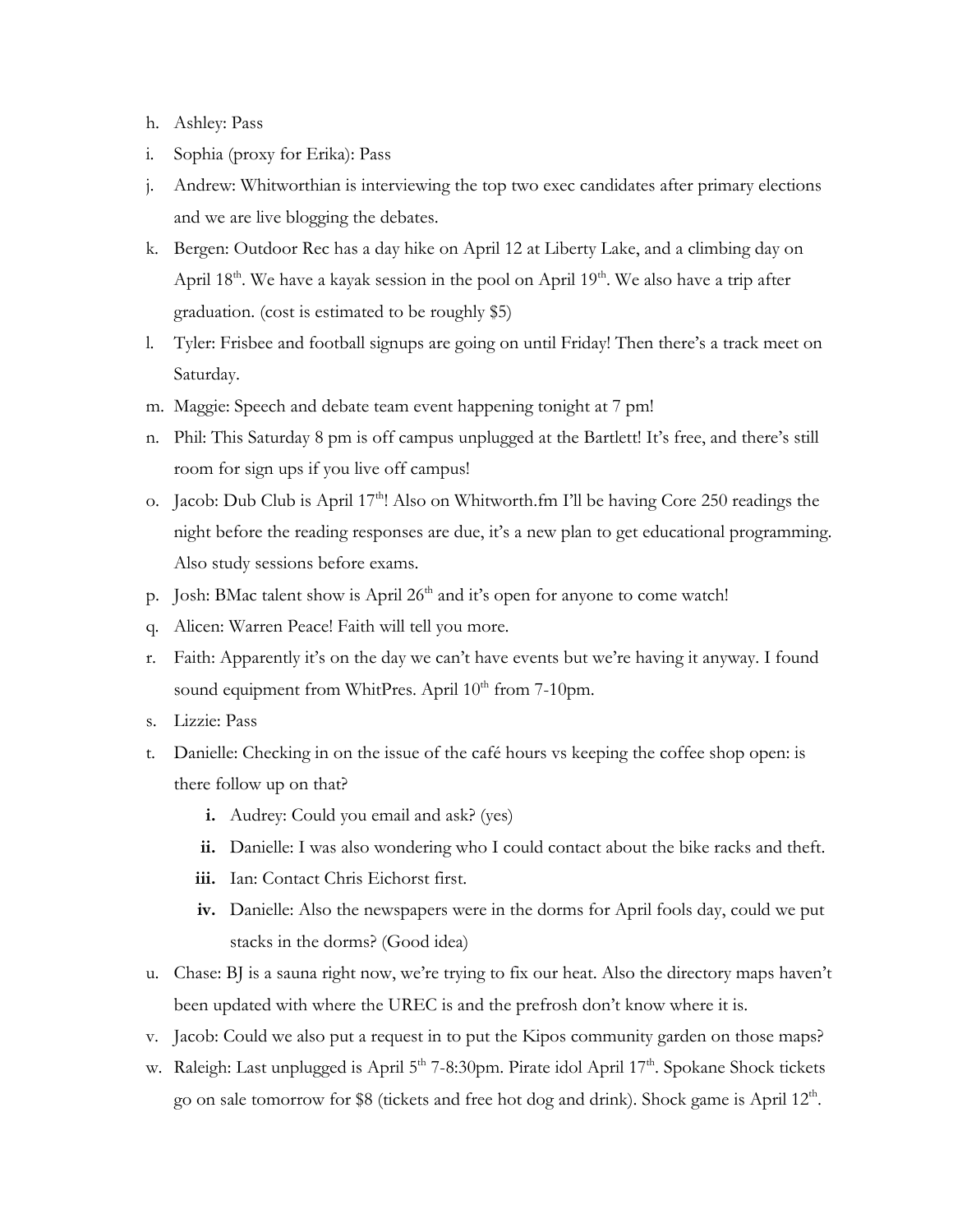h. Ashley: Pass

i. Sophia (proxy for Erika): Pass

j. Andrew: Whitworthian is interviewing the top two exec candidates after primary elections and we are live blogging the debates.

k. Bergen: Outdoor Rec has a day hike on April 12 at Liberty Lake, and a climbing day on April 18th. We have a kayak session in the pool on April 19th. We also have a trip after graduation. (cost is estimated to be roughly $5)

l. Tyler: Frisbee and football signups are going on until Friday! Then there's a track meet on Saturday.

m. Maggie: Speech and debate team event happening tonight at 7 pm!

n. Phil: This Saturday 8 pm is off campus unplugged at the Bartlett! It's free, and there's still room for sign ups if you live off campus!

o. Jacob: Dub Club is April 17th! Also on Whitworth.fm I'll be having Core 250 readings the night before the reading responses are due, it's a new plan to get educational programming. Also study sessions before exams.

p. Josh: BMac talent show is April 26th and it's open for anyone to come watch!

q. Alicen: Warren Peace! Faith will tell you more.

r. Faith: Apparently it's on the day we can't have events but we're having it anyway. I found sound equipment from WhitPres. April 10th from 7-10pm.

s. Lizzie: Pass

t. Danielle: Checking in on the issue of the café hours vs keeping the coffee shop open: is there follow up on that?

   i. Audrey: Could you email and ask? (yes)

   ii. Danielle: I was also wondering who I could contact about the bike racks and theft.

   iii. Ian: Contact Chris Eichorst first.

   iv. Danielle: Also the newspapers were in the dorms for April fools day, could we put stacks in the dorms? (Good idea)

u. Chase: BJ is a sauna right now, we're trying to fix our heat. Also the directory maps haven't been updated with where the UREC is and the prefrosh don't know where it is.

v. Jacob: Could we also put a request in to put the Kipos community garden on those maps?

w. Raleigh: Last unplugged is April 5th 7-8:30pm. Pirate idol April 17th. Spokane Shock tickets go on sale tomorrow for $8 (tickets and free hot dog and drink). Shock game is April 12th.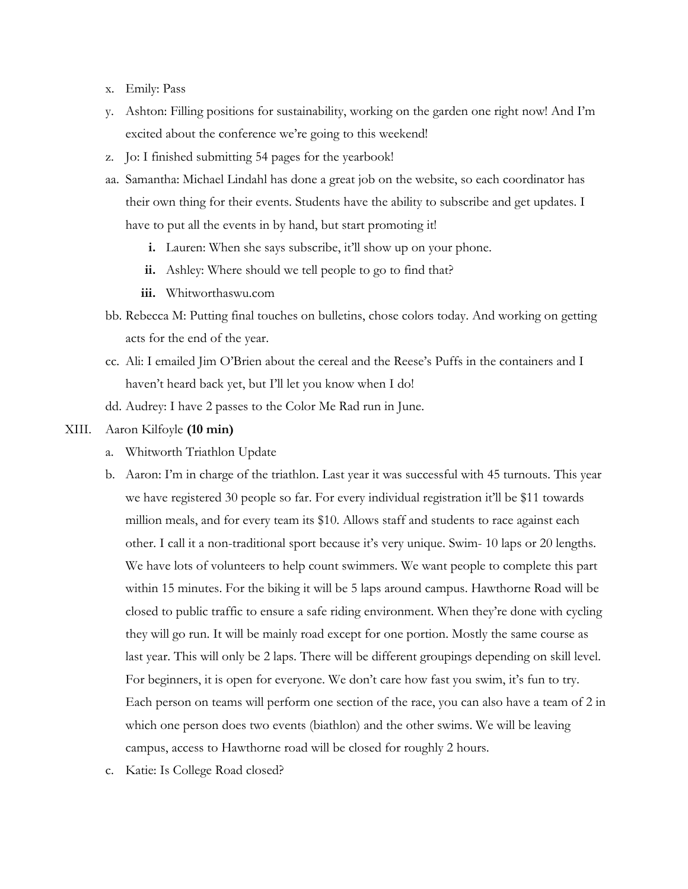x. Emily: Pass

y. Ashton: Filling positions for sustainability, working on the garden one right now! And I'm excited about the conference we're going to this weekend!

z. Jo: I finished submitting 54 pages for the yearbook!

aa. Samantha: Michael Lindahl has done a great job on the website, so each coordinator has their own thing for their events. Students have the ability to subscribe and get updates. I have to put all the events in by hand, but start promoting it!

   i. Lauren: When she says subscribe, it'll show up on your phone.

   ii. Ashley: Where should we tell people to go to find that?

   iii. Whitworthaswu.com

bb. Rebecca M: Putting final touches on bulletins, chose colors today. And working on getting acts for the end of the year.

cc. Ali: I emailed Jim O'Brien about the cereal and the Reese's Puffs in the containers and I haven't heard back yet, but I'll let you know when I do!

dd. Audrey: I have 2 passes to the Color Me Rad run in June.

XIII. Aaron Kilfoyle **(10 min)**

a. Whitworth Triathlon Update

b. Aaron: I'm in charge of the triathlon. Last year it was successful with 45 turnouts. This year we have registered 30 people so far. For every individual registration it'll be $11 towards million meals, and for every team its $10. Allows staff and students to race against each other. I call it a non-traditional sport because it's very unique. Swim- 10 laps or 20 lengths. We have lots of volunteers to help count swimmers. We want people to complete this part within 15 minutes. For the biking it will be 5 laps around campus. Hawthorne Road will be closed to public traffic to ensure a safe riding environment. When they're done with cycling they will go run. It will be mainly road except for one portion. Mostly the same course as last year. This will only be 2 laps. There will be different groupings depending on skill level. For beginners, it is open for everyone. We don't care how fast you swim, it's fun to try. Each person on teams will perform one section of the race, you can also have a team of 2 in which one person does two events (biathlon) and the other swims. We will be leaving campus, access to Hawthorne road will be closed for roughly 2 hours.

c. Katie: Is College Road closed?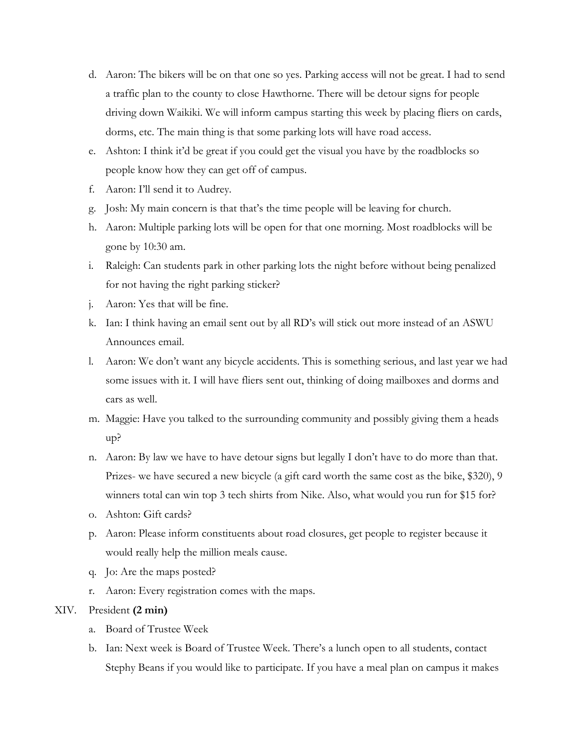d. Aaron: The bikers will be on that one so yes. Parking access will not be great. I had to send a traffic plan to the county to close Hawthorne. There will be detour signs for people driving down Waikiki. We will inform campus starting this week by placing fliers on cards, dorms, etc. The main thing is that some parking lots will have road access.

e. Ashton: I think it'd be great if you could get the visual you have by the roadblocks so people know how they can get off of campus.

f. Aaron: I'll send it to Audrey.

g. Josh: My main concern is that that's the time people will be leaving for church.

h. Aaron: Multiple parking lots will be open for that one morning. Most roadblocks will be gone by 10:30 am.

i. Raleigh: Can students park in other parking lots the night before without being penalized for not having the right parking sticker?

j. Aaron: Yes that will be fine.

k. Ian: I think having an email sent out by all RD's will stick out more instead of an ASWU Announces email.

l. Aaron: We don't want any bicycle accidents. This is something serious, and last year we had some issues with it. I will have fliers sent out, thinking of doing mailboxes and dorms and cars as well.

m. Maggie: Have you talked to the surrounding community and possibly giving them a heads up?

n. Aaron: By law we have to have detour signs but legally I don't have to do more than that. Prizes- we have secured a new bicycle (a gift card worth the same cost as the bike, $320), 9 winners total can win top 3 tech shirts from Nike. Also, what would you run for $15 for?

o. Ashton: Gift cards?

p. Aaron: Please inform constituents about road closures, get people to register because it would really help the million meals cause.

q. Jo: Are the maps posted?

r. Aaron: Every registration comes with the maps.

XIV. President **(2 min)**

a. Board of Trustee Week

b. Ian: Next week is Board of Trustee Week. There's a lunch open to all students, contact Stephy Beans if you would like to participate. If you have a meal plan on campus it makes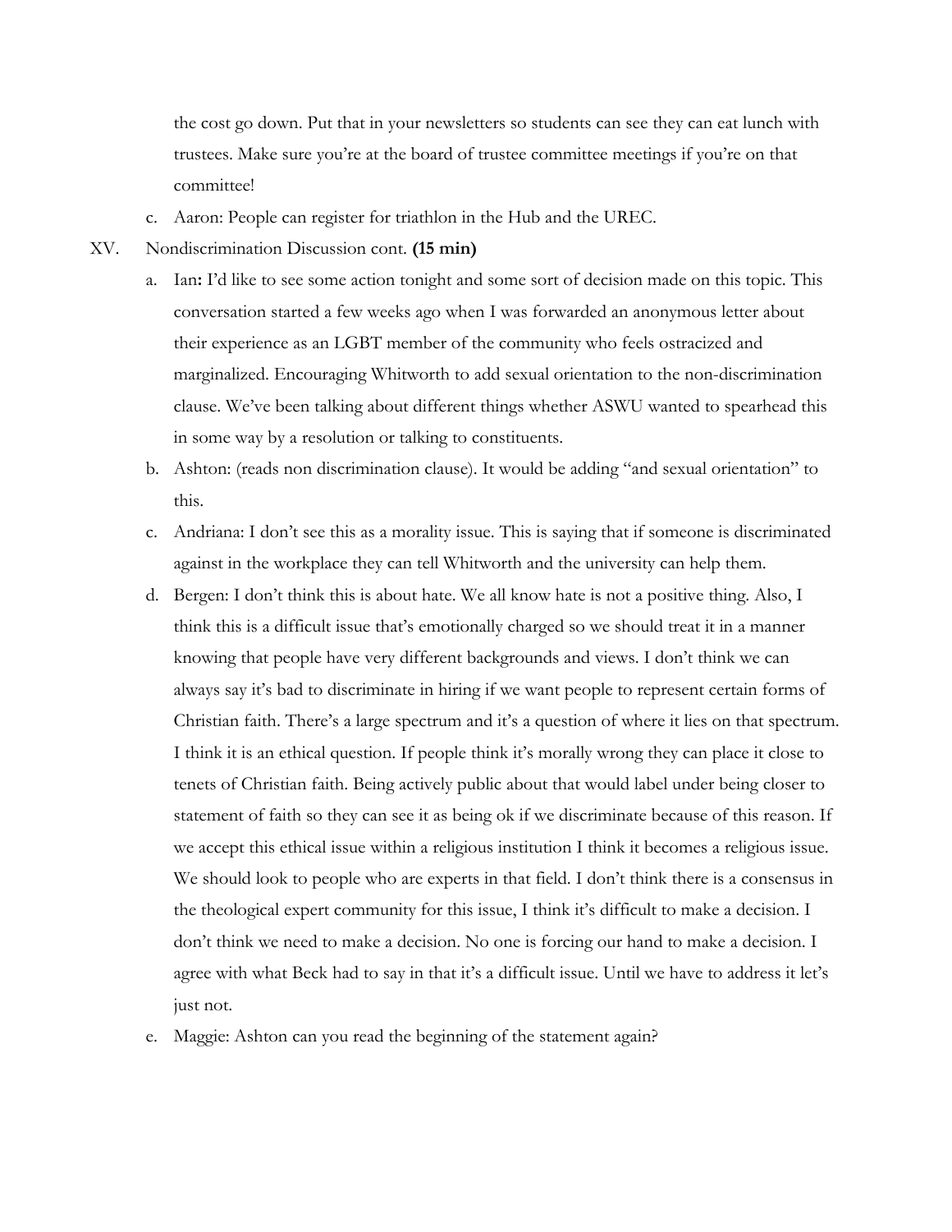the cost go down. Put that in your newsletters so students can see they can eat lunch with trustees. Make sure you're at the board of trustee committee meetings if you're on that committee!

c. Aaron: People can register for triathlon in the Hub and the UREC.

XV. Nondiscrimination Discussion cont. **(15 min)**

a. Ian**:** I'd like to see some action tonight and some sort of decision made on this topic. This conversation started a few weeks ago when I was forwarded an anonymous letter about their experience as an LGBT member of the community who feels ostracized and marginalized. Encouraging Whitworth to add sexual orientation to the non-discrimination clause. We've been talking about different things whether ASWU wanted to spearhead this in some way by a resolution or talking to constituents.

b. Ashton: (reads non discrimination clause). It would be adding "and sexual orientation" to this.

c. Andriana: I don't see this as a morality issue. This is saying that if someone is discriminated against in the workplace they can tell Whitworth and the university can help them.

d. Bergen: I don't think this is about hate. We all know hate is not a positive thing. Also, I think this is a difficult issue that's emotionally charged so we should treat it in a manner knowing that people have very different backgrounds and views. I don't think we can always say it's bad to discriminate in hiring if we want people to represent certain forms of Christian faith. There's a large spectrum and it's a question of where it lies on that spectrum. I think it is an ethical question. If people think it's morally wrong they can place it close to tenets of Christian faith. Being actively public about that would label under being closer to statement of faith so they can see it as being ok if we discriminate because of this reason. If we accept this ethical issue within a religious institution I think it becomes a religious issue. We should look to people who are experts in that field. I don't think there is a consensus in the theological expert community for this issue, I think it's difficult to make a decision. I don't think we need to make a decision. No one is forcing our hand to make a decision. I agree with what Beck had to say in that it's a difficult issue. Until we have to address it let's just not.

e. Maggie: Ashton can you read the beginning of the statement again?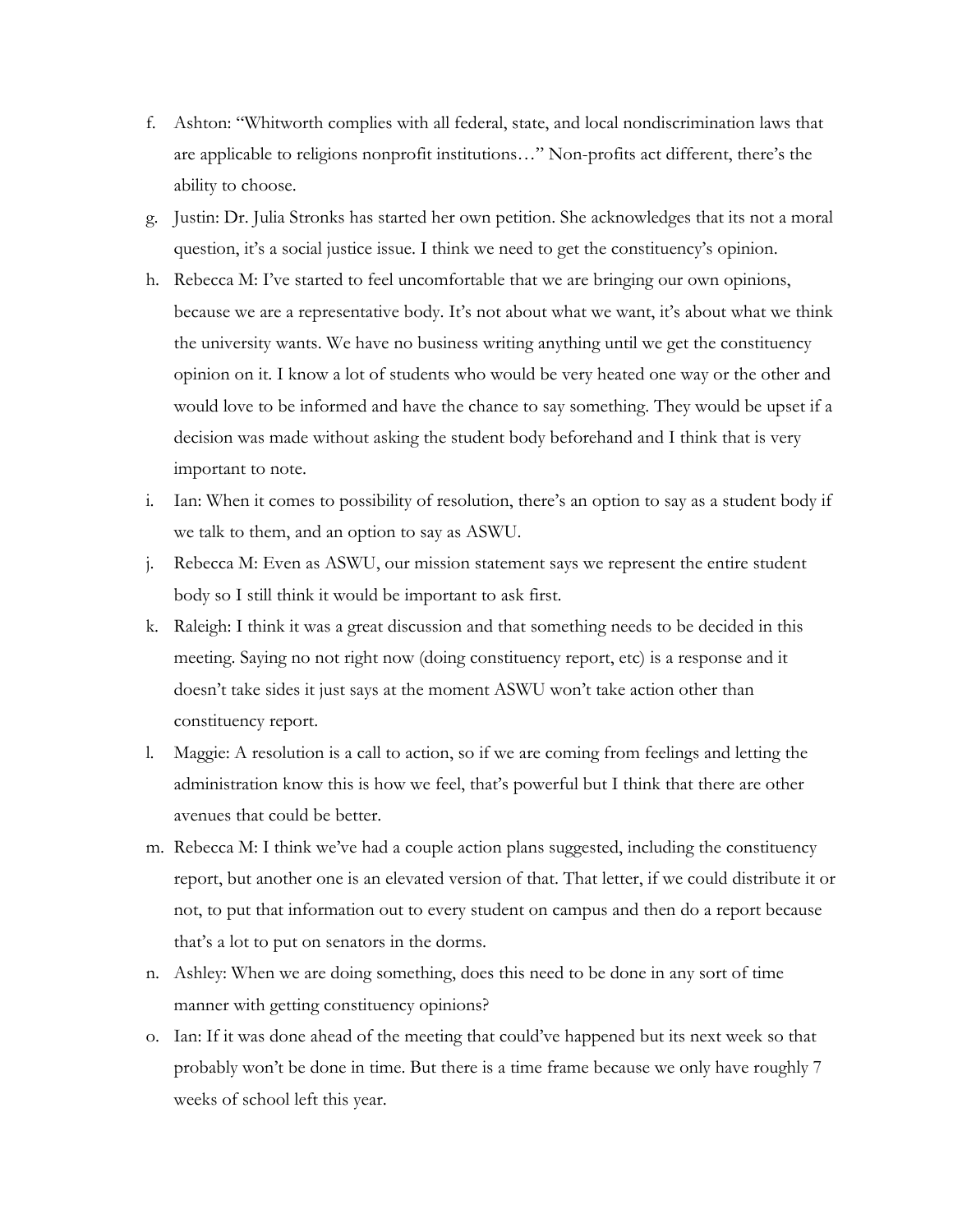f. Ashton: "Whitworth complies with all federal, state, and local nondiscrimination laws that are applicable to religions nonprofit institutions…" Non-profits act different, there's the ability to choose.
g. Justin: Dr. Julia Stronks has started her own petition. She acknowledges that its not a moral question, it's a social justice issue. I think we need to get the constituency's opinion.
h. Rebecca M: I've started to feel uncomfortable that we are bringing our own opinions, because we are a representative body. It's not about what we want, it's about what we think the university wants. We have no business writing anything until we get the constituency opinion on it. I know a lot of students who would be very heated one way or the other and would love to be informed and have the chance to say something. They would be upset if a decision was made without asking the student body beforehand and I think that is very important to note.
i. Ian: When it comes to possibility of resolution, there's an option to say as a student body if we talk to them, and an option to say as ASWU.
j. Rebecca M: Even as ASWU, our mission statement says we represent the entire student body so I still think it would be important to ask first.
k. Raleigh: I think it was a great discussion and that something needs to be decided in this meeting. Saying no not right now (doing constituency report, etc) is a response and it doesn't take sides it just says at the moment ASWU won't take action other than constituency report.
l. Maggie: A resolution is a call to action, so if we are coming from feelings and letting the administration know this is how we feel, that's powerful but I think that there are other avenues that could be better.
m. Rebecca M: I think we've had a couple action plans suggested, including the constituency report, but another one is an elevated version of that. That letter, if we could distribute it or not, to put that information out to every student on campus and then do a report because that's a lot to put on senators in the dorms.
n. Ashley: When we are doing something, does this need to be done in any sort of time manner with getting constituency opinions?
o. Ian: If it was done ahead of the meeting that could've happened but its next week so that probably won't be done in time. But there is a time frame because we only have roughly 7 weeks of school left this year.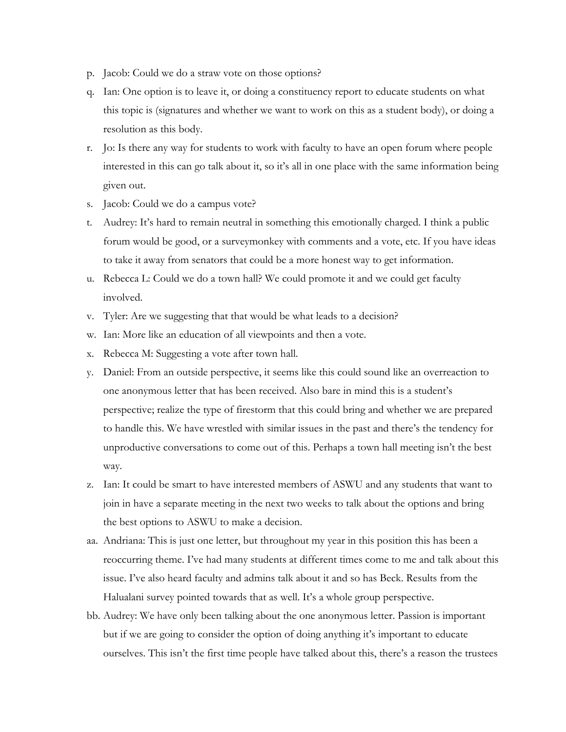p. Jacob: Could we do a straw vote on those options?

q. Ian: One option is to leave it, or doing a constituency report to educate students on what this topic is (signatures and whether we want to work on this as a student body), or doing a resolution as this body.

r. Jo: Is there any way for students to work with faculty to have an open forum where people interested in this can go talk about it, so it's all in one place with the same information being given out.

s. Jacob: Could we do a campus vote?

t. Audrey: It's hard to remain neutral in something this emotionally charged. I think a public forum would be good, or a surveymonkey with comments and a vote, etc. If you have ideas to take it away from senators that could be a more honest way to get information.

u. Rebecca L: Could we do a town hall? We could promote it and we could get faculty involved.

v. Tyler: Are we suggesting that that would be what leads to a decision?

w. Ian: More like an education of all viewpoints and then a vote.

x. Rebecca M: Suggesting a vote after town hall.

y. Daniel: From an outside perspective, it seems like this could sound like an overreaction to one anonymous letter that has been received. Also bare in mind this is a student's perspective; realize the type of firestorm that this could bring and whether we are prepared to handle this. We have wrestled with similar issues in the past and there's the tendency for unproductive conversations to come out of this. Perhaps a town hall meeting isn't the best way.

z. Ian: It could be smart to have interested members of ASWU and any students that want to join in have a separate meeting in the next two weeks to talk about the options and bring the best options to ASWU to make a decision.

aa. Andriana: This is just one letter, but throughout my year in this position this has been a reoccurring theme. I've had many students at different times come to me and talk about this issue. I've also heard faculty and admins talk about it and so has Beck. Results from the Halualani survey pointed towards that as well. It's a whole group perspective.

bb. Audrey: We have only been talking about the one anonymous letter. Passion is important but if we are going to consider the option of doing anything it's important to educate ourselves. This isn't the first time people have talked about this, there's a reason the trustees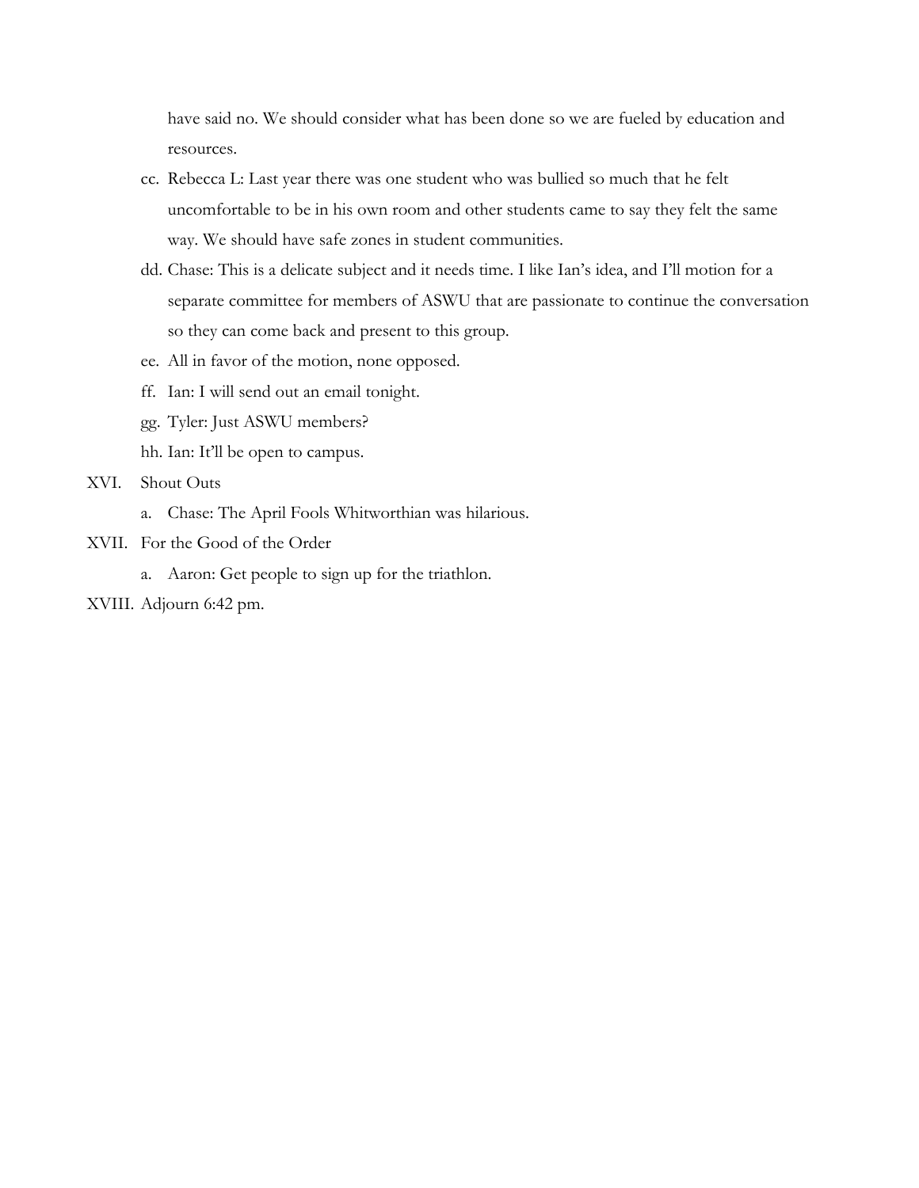have said no. We should consider what has been done so we are fueled by education and resources.

cc. Rebecca L: Last year there was one student who was bullied so much that he felt uncomfortable to be in his own room and other students came to say they felt the same way. We should have safe zones in student communities.

dd. Chase: This is a delicate subject and it needs time. I like Ian's idea, and I'll motion for a separate committee for members of ASWU that are passionate to continue the conversation so they can come back and present to this group.

ee. All in favor of the motion, none opposed.

ff. Ian: I will send out an email tonight.

gg. Tyler: Just ASWU members?

hh. Ian: It'll be open to campus.

XVI. Shout Outs

a. Chase: The April Fools Whitworthian was hilarious.

XVII. For the Good of the Order

a. Aaron: Get people to sign up for the triathlon.

XVIII. Adjourn 6:42 pm.